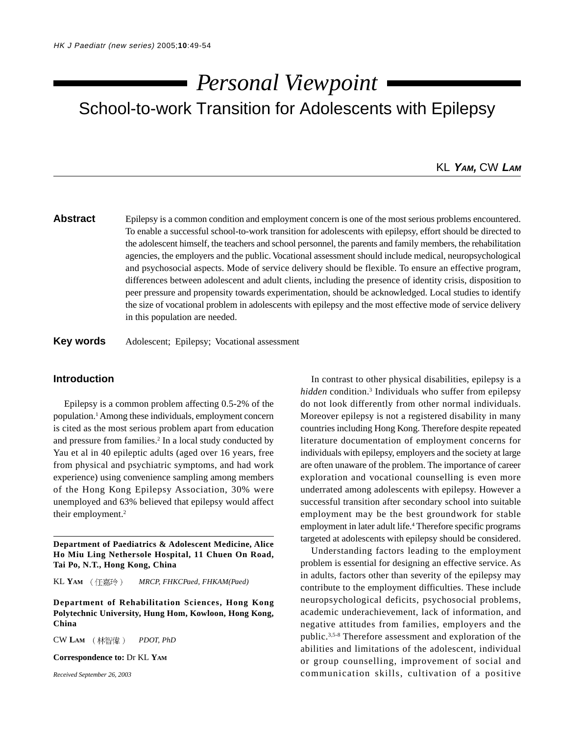# Personal Viewpoint

## School-to-work Transition for Adolescents with Epilepsy

KL ***Yam***, CW ***Lam***

**Abstract** Epilepsy is a common condition and employment concern is one of the most serious problems encountered. To enable a successful school-to-work transition for adolescents with epilepsy, effort should be directed to the adolescent himself, the teachers and school personnel, the parents and family members, the rehabilitation agencies, the employers and the public. Vocational assessment should include medical, neuropsychological and psychosocial aspects. Mode of service delivery should be flexible. To ensure an effective program, differences between adolescent and adult clients, including the presence of identity crisis, disposition to peer pressure and propensity towards experimentation, should be acknowledged. Local studies to identify the size of vocational problem in adolescents with epilepsy and the most effective mode of service delivery in this population are needed.

**Key words** Adolescent; Epilepsy; Vocational assessment

### Introduction

Epilepsy is a common problem affecting 0.5-2% of the population.[1] Among these individuals, employment concern is cited as the most serious problem apart from education and pressure from families.[2] In a local study conducted by Yau et al in 40 epileptic adults (aged over 16 years, free from physical and psychiatric symptoms, and had work experience) using convenience sampling among members of the Hong Kong Epilepsy Association, 30% were unemployed and 63% believed that epilepsy would affect their employment.[2]

In contrast to other physical disabilities, epilepsy is a *hidden* condition.[3] Individuals who suffer from epilepsy do not look differently from other normal individuals. Moreover epilepsy is not a registered disability in many countries including Hong Kong. Therefore despite repeated literature documentation of employment concerns for individuals with epilepsy, employers and the society at large are often unaware of the problem. The importance of career exploration and vocational counselling is even more underrated among adolescents with epilepsy. However a successful transition after secondary school into suitable employment may be the best groundwork for stable employment in later adult life.[4] Therefore specific programs targeted at adolescents with epilepsy should be considered.

Understanding factors leading to the employment problem is essential for designing an effective service. As in adults, factors other than severity of the epilepsy may contribute to the employment difficulties. These include neuropsychological deficits, psychosocial problems, academic underachievement, lack of information, and negative attitudes from families, employers and the public.[3,5-8] Therefore assessment and exploration of the abilities and limitations of the adolescent, individual or group counselling, improvement of social and communication skills, cultivation of a positive

---

**Department of Paediatrics & Adolescent Medicine, Alice Ho Miu Ling Nethersole Hospital, 11 Chuen On Road, Tai Po, N.T., Hong Kong, China**

KL **Yam** (任嘉玲) *MRCP, FHKCPaed, FHKAM(Paed)*

**Department of Rehabilitation Sciences, Hong Kong Polytechnic University, Hung Hom, Kowloon, Hong Kong, China**

CW **Lam** (林智偉) *PDOT, PhD*

**Correspondence to:** Dr KL **Yam**

*Received September 26, 2003*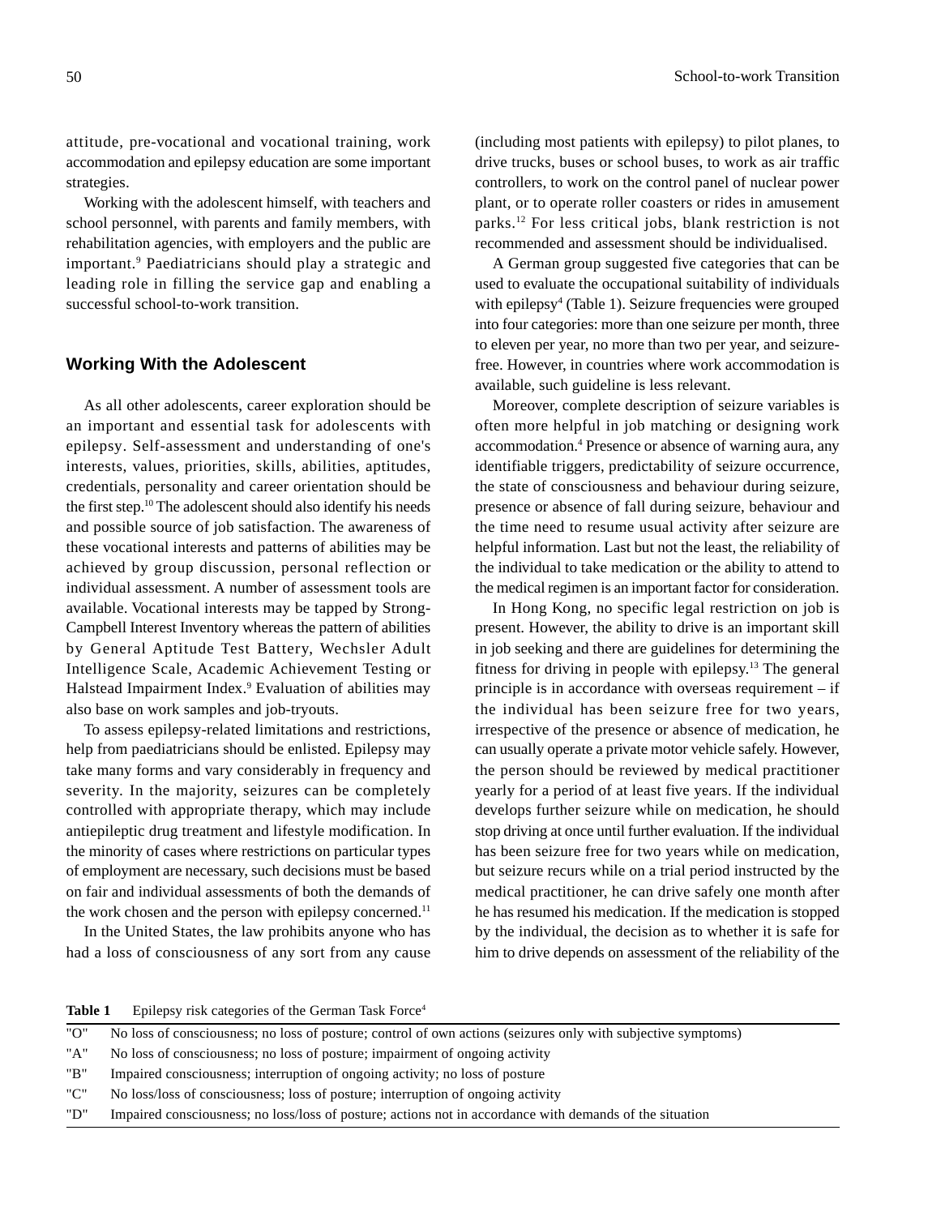attitude, pre-vocational and vocational training, work accommodation and epilepsy education are some important strategies.

Working with the adolescent himself, with teachers and school personnel, with parents and family members, with rehabilitation agencies, with employers and the public are important.[9] Paediatricians should play a strategic and leading role in filling the service gap and enabling a successful school-to-work transition.

## Working With the Adolescent

As all other adolescents, career exploration should be an important and essential task for adolescents with epilepsy. Self-assessment and understanding of one's interests, values, priorities, skills, abilities, aptitudes, credentials, personality and career orientation should be the first step.[10] The adolescent should also identify his needs and possible source of job satisfaction. The awareness of these vocational interests and patterns of abilities may be achieved by group discussion, personal reflection or individual assessment. A number of assessment tools are available. Vocational interests may be tapped by Strong-Campbell Interest Inventory whereas the pattern of abilities by General Aptitude Test Battery, Wechsler Adult Intelligence Scale, Academic Achievement Testing or Halstead Impairment Index.[9] Evaluation of abilities may also base on work samples and job-tryouts.

To assess epilepsy-related limitations and restrictions, help from paediatricians should be enlisted. Epilepsy may take many forms and vary considerably in frequency and severity. In the majority, seizures can be completely controlled with appropriate therapy, which may include antiepileptic drug treatment and lifestyle modification. In the minority of cases where restrictions on particular types of employment are necessary, such decisions must be based on fair and individual assessments of both the demands of the work chosen and the person with epilepsy concerned.[11]

In the United States, the law prohibits anyone who has had a loss of consciousness of any sort from any cause (including most patients with epilepsy) to pilot planes, to drive trucks, buses or school buses, to work as air traffic controllers, to work on the control panel of nuclear power plant, or to operate roller coasters or rides in amusement parks.[12] For less critical jobs, blank restriction is not recommended and assessment should be individualised.

A German group suggested five categories that can be used to evaluate the occupational suitability of individuals with epilepsy[4] (Table 1). Seizure frequencies were grouped into four categories: more than one seizure per month, three to eleven per year, no more than two per year, and seizure-free. However, in countries where work accommodation is available, such guideline is less relevant.

Moreover, complete description of seizure variables is often more helpful in job matching or designing work accommodation.[4] Presence or absence of warning aura, any identifiable triggers, predictability of seizure occurrence, the state of consciousness and behaviour during seizure, presence or absence of fall during seizure, behaviour and the time need to resume usual activity after seizure are helpful information. Last but not the least, the reliability of the individual to take medication or the ability to attend to the medical regimen is an important factor for consideration.

In Hong Kong, no specific legal restriction on job is present. However, the ability to drive is an important skill in job seeking and there are guidelines for determining the fitness for driving in people with epilepsy.[13] The general principle is in accordance with overseas requirement – if the individual has been seizure free for two years, irrespective of the presence or absence of medication, he can usually operate a private motor vehicle safely. However, the person should be reviewed by medical practitioner yearly for a period of at least five years. If the individual develops further seizure while on medication, he should stop driving at once until further evaluation. If the individual has been seizure free for two years while on medication, but seizure recurs while on a trial period instructed by the medical practitioner, he can drive safely one month after he has resumed his medication. If the medication is stopped by the individual, the decision as to whether it is safe for him to drive depends on assessment of the reliability of the

**Table 1** Epilepsy risk categories of the German Task Force[4]

| Category | Description |
|---|---|
| "O" | No loss of consciousness; no loss of posture; control of own actions (seizures only with subjective symptoms) |
| "A" | No loss of consciousness; no loss of posture; impairment of ongoing activity |
| "B" | Impaired consciousness; interruption of ongoing activity; no loss of posture |
| "C" | No loss/loss of consciousness; loss of posture; interruption of ongoing activity |
| "D" | Impaired consciousness; no loss/loss of posture; actions not in accordance with demands of the situation |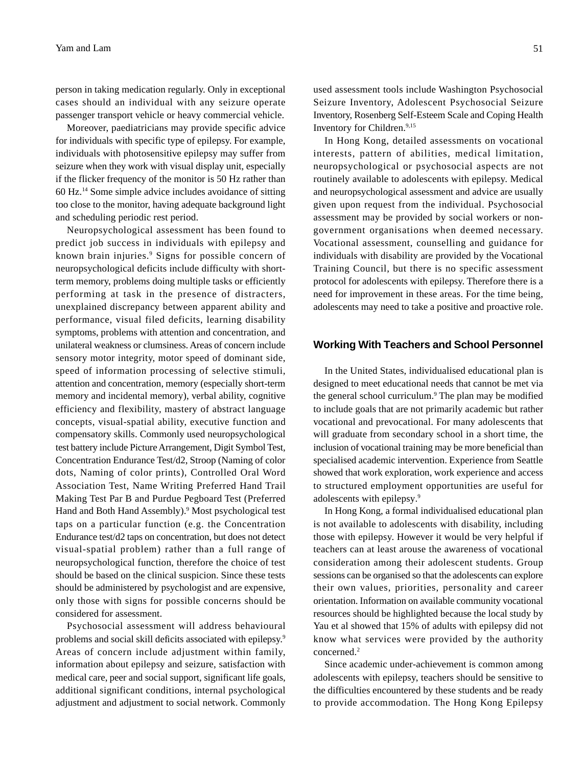person in taking medication regularly. Only in exceptional cases should an individual with any seizure operate passenger transport vehicle or heavy commercial vehicle.

Moreover, paediatricians may provide specific advice for individuals with specific type of epilepsy. For example, individuals with photosensitive epilepsy may suffer from seizure when they work with visual display unit, especially if the flicker frequency of the monitor is 50 Hz rather than 60 Hz.[14] Some simple advice includes avoidance of sitting too close to the monitor, having adequate background light and scheduling periodic rest period.

Neuropsychological assessment has been found to predict job success in individuals with epilepsy and known brain injuries.[9] Signs for possible concern of neuropsychological deficits include difficulty with short-term memory, problems doing multiple tasks or efficiently performing at task in the presence of distracters, unexplained discrepancy between apparent ability and performance, visual filed deficits, learning disability symptoms, problems with attention and concentration, and unilateral weakness or clumsiness. Areas of concern include sensory motor integrity, motor speed of dominant side, speed of information processing of selective stimuli, attention and concentration, memory (especially short-term memory and incidental memory), verbal ability, cognitive efficiency and flexibility, mastery of abstract language concepts, visual-spatial ability, executive function and compensatory skills. Commonly used neuropsychological test battery include Picture Arrangement, Digit Symbol Test, Concentration Endurance Test/d2, Stroop (Naming of color dots, Naming of color prints), Controlled Oral Word Association Test, Name Writing Preferred Hand Trail Making Test Par B and Purdue Pegboard Test (Preferred Hand and Both Hand Assembly).[9] Most psychological test taps on a particular function (e.g. the Concentration Endurance test/d2 taps on concentration, but does not detect visual-spatial problem) rather than a full range of neuropsychological function, therefore the choice of test should be based on the clinical suspicion. Since these tests should be administered by psychologist and are expensive, only those with signs for possible concerns should be considered for assessment.

Psychosocial assessment will address behavioural problems and social skill deficits associated with epilepsy.[9] Areas of concern include adjustment within family, information about epilepsy and seizure, satisfaction with medical care, peer and social support, significant life goals, additional significant conditions, internal psychological adjustment and adjustment to social network. Commonly used assessment tools include Washington Psychosocial Seizure Inventory, Adolescent Psychosocial Seizure Inventory, Rosenberg Self-Esteem Scale and Coping Health Inventory for Children.[9,15]

In Hong Kong, detailed assessments on vocational interests, pattern of abilities, medical limitation, neuropsychological or psychosocial aspects are not routinely available to adolescents with epilepsy. Medical and neuropsychological assessment and advice are usually given upon request from the individual. Psychosocial assessment may be provided by social workers or non-government organisations when deemed necessary. Vocational assessment, counselling and guidance for individuals with disability are provided by the Vocational Training Council, but there is no specific assessment protocol for adolescents with epilepsy. Therefore there is a need for improvement in these areas. For the time being, adolescents may need to take a positive and proactive role.

## Working With Teachers and School Personnel

In the United States, individualised educational plan is designed to meet educational needs that cannot be met via the general school curriculum.[9] The plan may be modified to include goals that are not primarily academic but rather vocational and prevocational. For many adolescents that will graduate from secondary school in a short time, the inclusion of vocational training may be more beneficial than specialised academic intervention. Experience from Seattle showed that work exploration, work experience and access to structured employment opportunities are useful for adolescents with epilepsy.[9]

In Hong Kong, a formal individualised educational plan is not available to adolescents with disability, including those with epilepsy. However it would be very helpful if teachers can at least arouse the awareness of vocational consideration among their adolescent students. Group sessions can be organised so that the adolescents can explore their own values, priorities, personality and career orientation. Information on available community vocational resources should be highlighted because the local study by Yau et al showed that 15% of adults with epilepsy did not know what services were provided by the authority concerned.[2]

Since academic under-achievement is common among adolescents with epilepsy, teachers should be sensitive to the difficulties encountered by these students and be ready to provide accommodation. The Hong Kong Epilepsy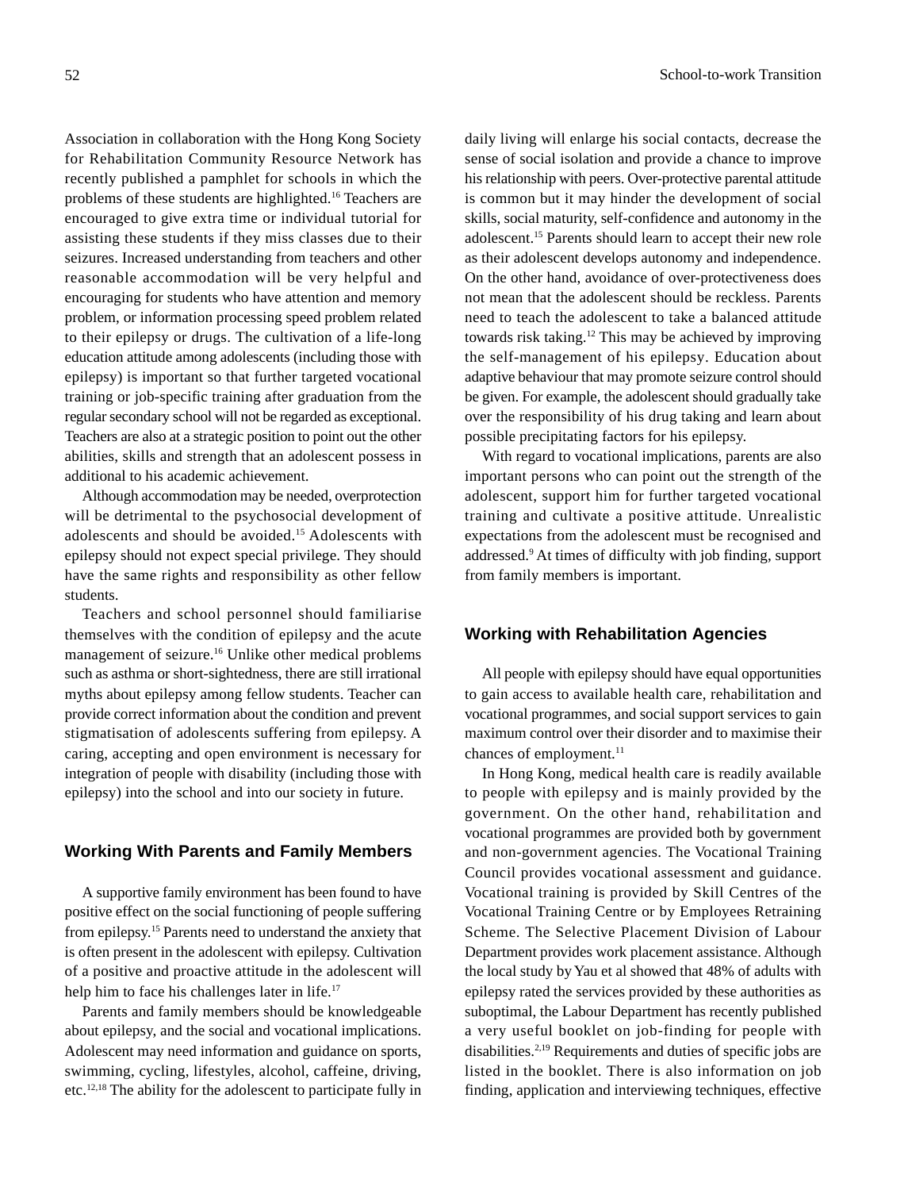Association in collaboration with the Hong Kong Society for Rehabilitation Community Resource Network has recently published a pamphlet for schools in which the problems of these students are highlighted.[16] Teachers are encouraged to give extra time or individual tutorial for assisting these students if they miss classes due to their seizures. Increased understanding from teachers and other reasonable accommodation will be very helpful and encouraging for students who have attention and memory problem, or information processing speed problem related to their epilepsy or drugs. The cultivation of a life-long education attitude among adolescents (including those with epilepsy) is important so that further targeted vocational training or job-specific training after graduation from the regular secondary school will not be regarded as exceptional. Teachers are also at a strategic position to point out the other abilities, skills and strength that an adolescent possess in additional to his academic achievement.

Although accommodation may be needed, overprotection will be detrimental to the psychosocial development of adolescents and should be avoided.[15] Adolescents with epilepsy should not expect special privilege. They should have the same rights and responsibility as other fellow students.

Teachers and school personnel should familiarise themselves with the condition of epilepsy and the acute management of seizure.[16] Unlike other medical problems such as asthma or short-sightedness, there are still irrational myths about epilepsy among fellow students. Teacher can provide correct information about the condition and prevent stigmatisation of adolescents suffering from epilepsy. A caring, accepting and open environment is necessary for integration of people with disability (including those with epilepsy) into the school and into our society in future.

## Working With Parents and Family Members

A supportive family environment has been found to have positive effect on the social functioning of people suffering from epilepsy.[15] Parents need to understand the anxiety that is often present in the adolescent with epilepsy. Cultivation of a positive and proactive attitude in the adolescent will help him to face his challenges later in life.[17]

Parents and family members should be knowledgeable about epilepsy, and the social and vocational implications. Adolescent may need information and guidance on sports, swimming, cycling, lifestyles, alcohol, caffeine, driving, etc.[12,18] The ability for the adolescent to participate fully in daily living will enlarge his social contacts, decrease the sense of social isolation and provide a chance to improve his relationship with peers. Over-protective parental attitude is common but it may hinder the development of social skills, social maturity, self-confidence and autonomy in the adolescent.[15] Parents should learn to accept their new role as their adolescent develops autonomy and independence. On the other hand, avoidance of over-protectiveness does not mean that the adolescent should be reckless. Parents need to teach the adolescent to take a balanced attitude towards risk taking.[12] This may be achieved by improving the self-management of his epilepsy. Education about adaptive behaviour that may promote seizure control should be given. For example, the adolescent should gradually take over the responsibility of his drug taking and learn about possible precipitating factors for his epilepsy.

With regard to vocational implications, parents are also important persons who can point out the strength of the adolescent, support him for further targeted vocational training and cultivate a positive attitude. Unrealistic expectations from the adolescent must be recognised and addressed.[9] At times of difficulty with job finding, support from family members is important.

## Working with Rehabilitation Agencies

All people with epilepsy should have equal opportunities to gain access to available health care, rehabilitation and vocational programmes, and social support services to gain maximum control over their disorder and to maximise their chances of employment.[11]

In Hong Kong, medical health care is readily available to people with epilepsy and is mainly provided by the government. On the other hand, rehabilitation and vocational programmes are provided both by government and non-government agencies. The Vocational Training Council provides vocational assessment and guidance. Vocational training is provided by Skill Centres of the Vocational Training Centre or by Employees Retraining Scheme. The Selective Placement Division of Labour Department provides work placement assistance. Although the local study by Yau et al showed that 48% of adults with epilepsy rated the services provided by these authorities as suboptimal, the Labour Department has recently published a very useful booklet on job-finding for people with disabilities.[2,19] Requirements and duties of specific jobs are listed in the booklet. There is also information on job finding, application and interviewing techniques, effective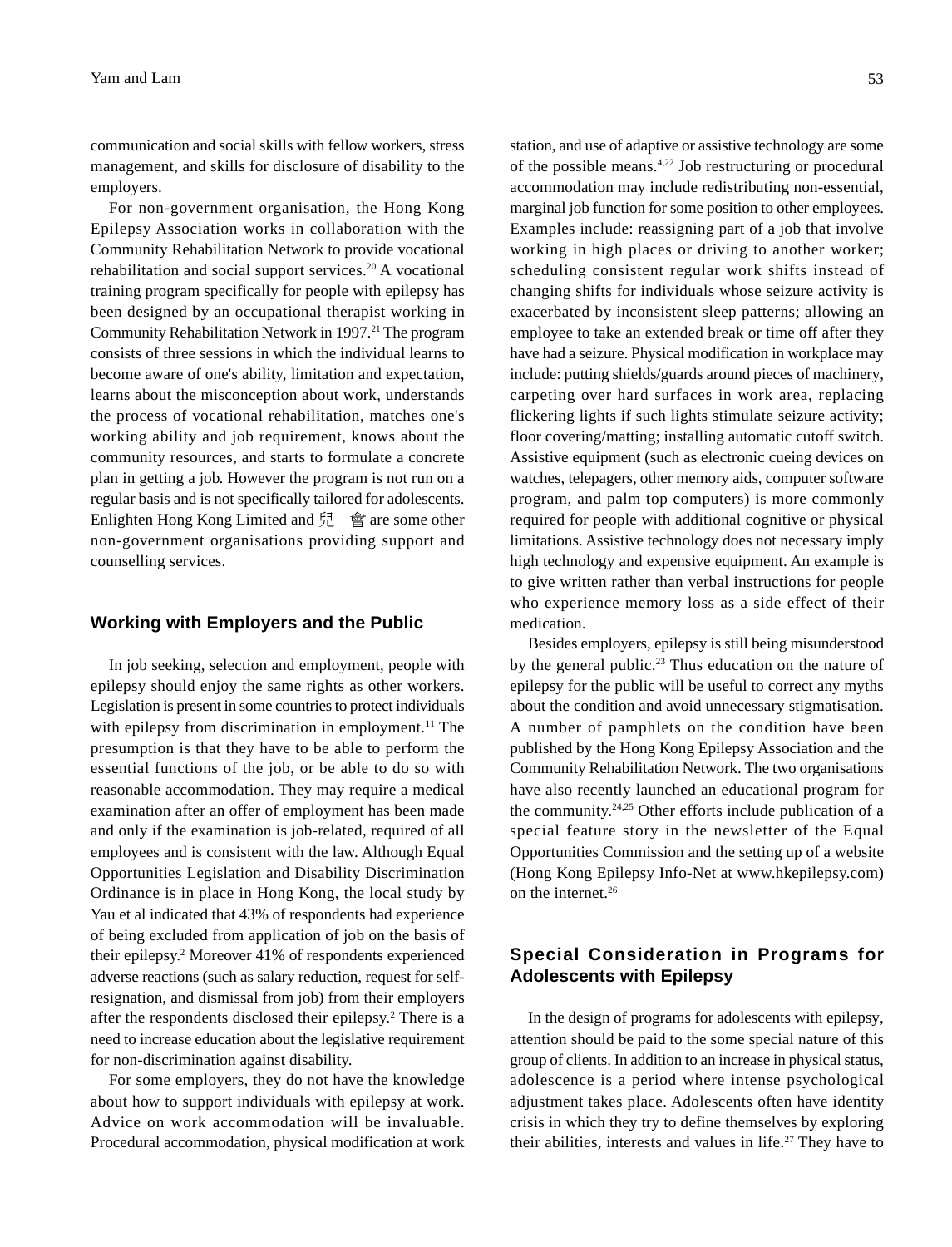communication and social skills with fellow workers, stress management, and skills for disclosure of disability to the employers.

For non-government organisation, the Hong Kong Epilepsy Association works in collaboration with the Community Rehabilitation Network to provide vocational rehabilitation and social support services.[20] A vocational training program specifically for people with epilepsy has been designed by an occupational therapist working in Community Rehabilitation Network in 1997.[21] The program consists of three sessions in which the individual learns to become aware of one's ability, limitation and expectation, learns about the misconception about work, understands the process of vocational rehabilitation, matches one's working ability and job requirement, knows about the community resources, and starts to formulate a concrete plan in getting a job. However the program is not run on a regular basis and is not specifically tailored for adolescents. Enlighten Hong Kong Limited and 兒　會 are some other non-government organisations providing support and counselling services.

## Working with Employers and the Public

In job seeking, selection and employment, people with epilepsy should enjoy the same rights as other workers. Legislation is present in some countries to protect individuals with epilepsy from discrimination in employment.[11] The presumption is that they have to be able to perform the essential functions of the job, or be able to do so with reasonable accommodation. They may require a medical examination after an offer of employment has been made and only if the examination is job-related, required of all employees and is consistent with the law. Although Equal Opportunities Legislation and Disability Discrimination Ordinance is in place in Hong Kong, the local study by Yau et al indicated that 43% of respondents had experience of being excluded from application of job on the basis of their epilepsy.[2] Moreover 41% of respondents experienced adverse reactions (such as salary reduction, request for self-resignation, and dismissal from job) from their employers after the respondents disclosed their epilepsy.[2] There is a need to increase education about the legislative requirement for non-discrimination against disability.

For some employers, they do not have the knowledge about how to support individuals with epilepsy at work. Advice on work accommodation will be invaluable. Procedural accommodation, physical modification at work station, and use of adaptive or assistive technology are some of the possible means.[4,22] Job restructuring or procedural accommodation may include redistributing non-essential, marginal job function for some position to other employees. Examples include: reassigning part of a job that involve working in high places or driving to another worker; scheduling consistent regular work shifts instead of changing shifts for individuals whose seizure activity is exacerbated by inconsistent sleep patterns; allowing an employee to take an extended break or time off after they have had a seizure. Physical modification in workplace may include: putting shields/guards around pieces of machinery, carpeting over hard surfaces in work area, replacing flickering lights if such lights stimulate seizure activity; floor covering/matting; installing automatic cutoff switch. Assistive equipment (such as electronic cueing devices on watches, telepagers, other memory aids, computer software program, and palm top computers) is more commonly required for people with additional cognitive or physical limitations. Assistive technology does not necessary imply high technology and expensive equipment. An example is to give written rather than verbal instructions for people who experience memory loss as a side effect of their medication.

Besides employers, epilepsy is still being misunderstood by the general public.[23] Thus education on the nature of epilepsy for the public will be useful to correct any myths about the condition and avoid unnecessary stigmatisation. A number of pamphlets on the condition have been published by the Hong Kong Epilepsy Association and the Community Rehabilitation Network. The two organisations have also recently launched an educational program for the community.[24,25] Other efforts include publication of a special feature story in the newsletter of the Equal Opportunities Commission and the setting up of a website (Hong Kong Epilepsy Info-Net at www.hkepilepsy.com) on the internet.[26]

## Special Consideration in Programs for Adolescents with Epilepsy

In the design of programs for adolescents with epilepsy, attention should be paid to the some special nature of this group of clients. In addition to an increase in physical status, adolescence is a period where intense psychological adjustment takes place. Adolescents often have identity crisis in which they try to define themselves by exploring their abilities, interests and values in life.[27] They have to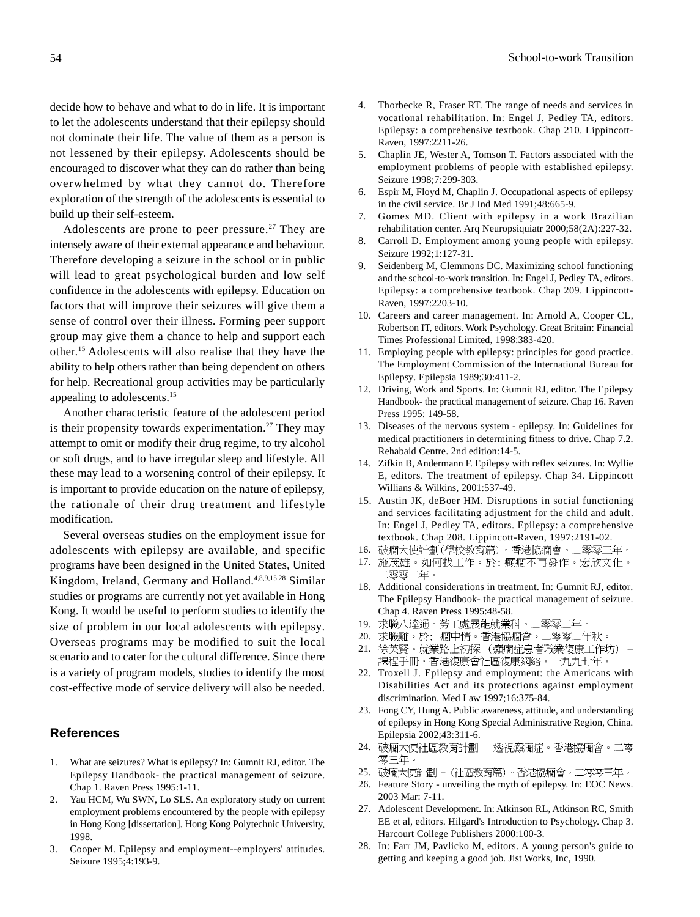decide how to behave and what to do in life. It is important to let the adolescents understand that their epilepsy should not dominate their life. The value of them as a person is not lessened by their epilepsy. Adolescents should be encouraged to discover what they can do rather than being overwhelmed by what they cannot do. Therefore exploration of the strength of the adolescents is essential to build up their self-esteem.

Adolescents are prone to peer pressure.[27] They are intensely aware of their external appearance and behaviour. Therefore developing a seizure in the school or in public will lead to great psychological burden and low self confidence in the adolescents with epilepsy. Education on factors that will improve their seizures will give them a sense of control over their illness. Forming peer support group may give them a chance to help and support each other.[15] Adolescents will also realise that they have the ability to help others rather than being dependent on others for help. Recreational group activities may be particularly appealing to adolescents.[15]

Another characteristic feature of the adolescent period is their propensity towards experimentation.[27] They may attempt to omit or modify their drug regime, to try alcohol or soft drugs, and to have irregular sleep and lifestyle. All these may lead to a worsening control of their epilepsy. It is important to provide education on the nature of epilepsy, the rationale of their drug treatment and lifestyle modification.

Several overseas studies on the employment issue for adolescents with epilepsy are available, and specific programs have been designed in the United States, United Kingdom, Ireland, Germany and Holland.[4,8,9,15,28] Similar studies or programs are currently not yet available in Hong Kong. It would be useful to perform studies to identify the size of problem in our local adolescents with epilepsy. Overseas programs may be modified to suit the local scenario and to cater for the cultural difference. Since there is a variety of program models, studies to identify the most cost-effective mode of service delivery will also be needed.

## References

1. What are seizures? What is epilepsy? In: Gumnit RJ, editor. The Epilepsy Handbook- the practical management of seizure. Chap 1. Raven Press 1995:1-11.
2. Yau HCM, Wu SWN, Lo SLS. An exploratory study on current employment problems encountered by the people with epilepsy in Hong Kong [dissertation]. Hong Kong Polytechnic University, 1998.
3. Cooper M. Epilepsy and employment--employers' attitudes. Seizure 1995;4:193-9.
4. Thorbecke R, Fraser RT. The range of needs and services in vocational rehabilitation. In: Engel J, Pedley TA, editors. Epilepsy: a comprehensive textbook. Chap 210. Lippincott-Raven, 1997:2211-26.
5. Chaplin JE, Wester A, Tomson T. Factors associated with the employment problems of people with established epilepsy. Seizure 1998;7:299-303.
6. Espir M, Floyd M, Chaplin J. Occupational aspects of epilepsy in the civil service. Br J Ind Med 1991;48:665-9.
7. Gomes MD. Client with epilepsy in a work Brazilian rehabilitation center. Arq Neuropsiquiatr 2000;58(2A):227-32.
8. Carroll D. Employment among young people with epilepsy. Seizure 1992;1:127-31.
9. Seidenberg M, Clemmons DC. Maximizing school functioning and the school-to-work transition. In: Engel J, Pedley TA, editors. Epilepsy: a comprehensive textbook. Chap 209. Lippincott-Raven, 1997:2203-10.
10. Careers and career management. In: Arnold A, Cooper CL, Robertson IT, editors. Work Psychology. Great Britain: Financial Times Professional Limited, 1998:383-420.
11. Employing people with epilepsy: principles for good practice. The Employment Commission of the International Bureau for Epilepsy. Epilepsia 1989;30:411-2.
12. Driving, Work and Sports. In: Gumnit RJ, editor. The Epilepsy Handbook- the practical management of seizure. Chap 16. Raven Press 1995: 149-58.
13. Diseases of the nervous system - epilepsy. In: Guidelines for medical practitioners in determining fitness to drive. Chap 7.2. Rehabaid Centre. 2nd edition:14-5.
14. Zifkin B, Andermann F. Epilepsy with reflex seizures. In: Wyllie E, editors. The treatment of epilepsy. Chap 34. Lippincott Willians & Wilkins, 2001:537-49.
15. Austin JK, deBoer HM. Disruptions in social functioning and services facilitating adjustment for the child and adult. In: Engel J, Pedley TA, editors. Epilepsy: a comprehensive textbook. Chap 208. Lippincott-Raven, 1997:2191-02.
16. 破癇大使計劃(學校教育篇)。香港協癇會。二零零三年。
17. 施茂雄。如何找工作。於: 癲癇不再發作。宏欣文化。二零零二年。
18. Additional considerations in treatment. In: Gumnit RJ, editor. The Epilepsy Handbook- the practical management of seizure. Chap 4. Raven Press 1995:48-58.
19. 求職八達通。勞工處展能就業科。二零零二年。
20. 求職難。於: 癇中情。香港協癇會。二零零二年秋。
21. 徐英賢。就業路上初探 (癲癇症患者職業復康工作坊) – 課程手冊。香港復康會社區復康網絡。一九九七年。
22. Troxell J. Epilepsy and employment: the Americans with Disabilities Act and its protections against employment discrimination. Med Law 1997;16:375-84.
23. Fong CY, Hung A. Public awareness, attitude, and understanding of epilepsy in Hong Kong Special Administrative Region, China. Epilepsia 2002;43:311-6.
24. 破癇大使社區教育計劃 – 透視癲癇症。香港協癇會。二零零三年。
25. 破癇大使計劃 – (社區教育篇)。香港協癇會。二零零三年。
26. Feature Story - unveiling the myth of epilepsy. In: EOC News. 2003 Mar: 7-11.
27. Adolescent Development. In: Atkinson RL, Atkinson RC, Smith EE et al, editors. Hilgard's Introduction to Psychology. Chap 3. Harcourt College Publishers 2000:100-3.
28. In: Farr JM, Pavlicko M, editors. A young person's guide to getting and keeping a good job. Jist Works, Inc, 1990.